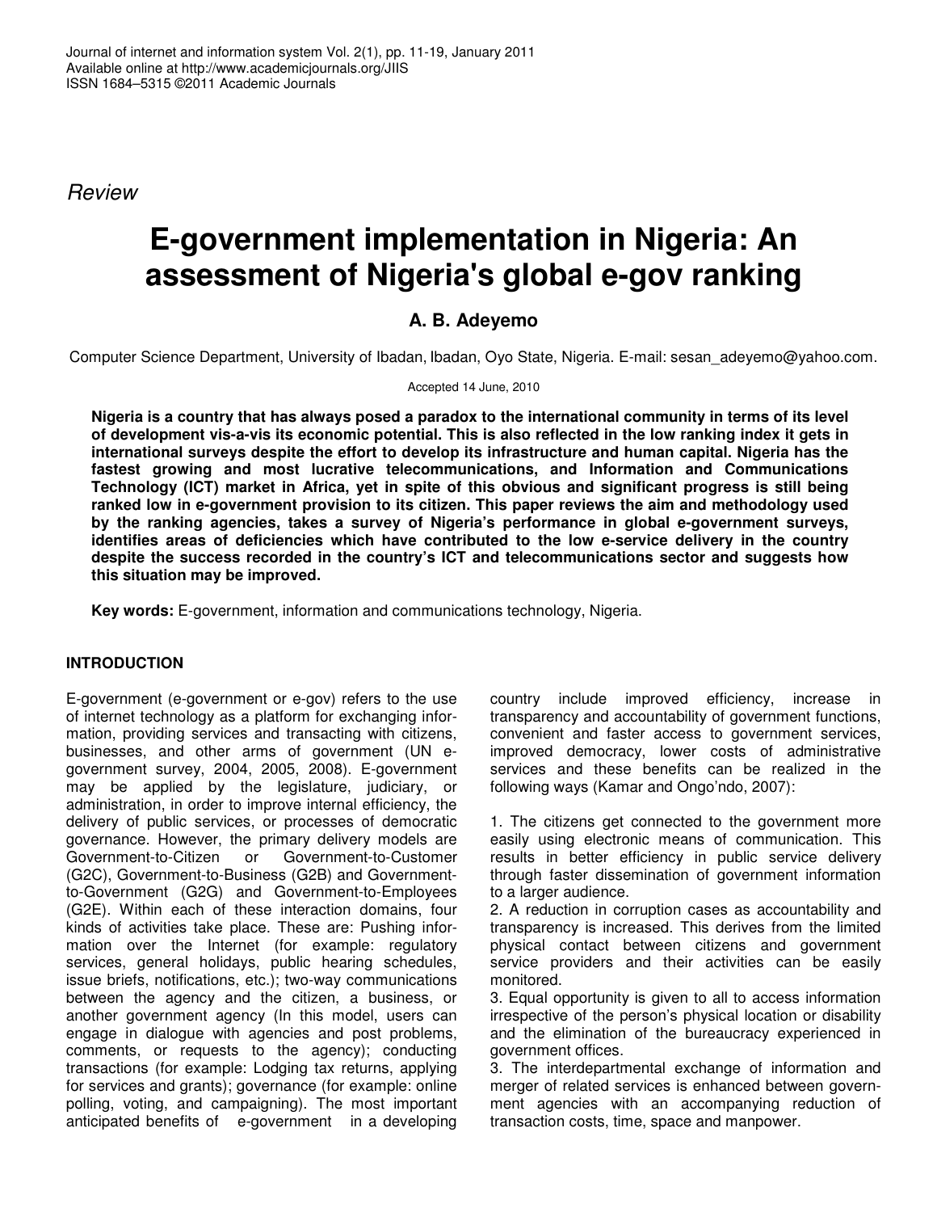*Review*

# E-government implementation in Nigeria: An assessment of Nigeria's global e-gov ranking

**A. B. Adeyemo**

Computer Science Department, University of Ibadan, Ibadan, Oyo State, Nigeria. E-mail: sesan_adeyemo@yahoo.com.

Accepted 14 June, 2010

**Nigeria is a country that has always posed a paradox to the international community in terms of its level of development vis-a-vis its economic potential. This is also reflected in the low ranking index it gets in international surveys despite the effort to develop its infrastructure and human capital. Nigeria has the fastest growing and most lucrative telecommunications, and Information and Communications Technology (ICT) market in Africa, yet in spite of this obvious and significant progress is still being ranked low in e-government provision to its citizen. This paper reviews the aim and methodology used by the ranking agencies, takes a survey of Nigeria's performance in global e-government surveys, identifies areas of deficiencies which have contributed to the low e-service delivery in the country despite the success recorded in the country's ICT and telecommunications sector and suggests how this situation may be improved.**

**Key words:** E-government, information and communications technology, Nigeria.

## INTRODUCTION

E-government (e-government or e-gov) refers to the use of internet technology as a platform for exchanging information, providing services and transacting with citizens, businesses, and other arms of government (UN e-government survey, 2004, 2005, 2008). E-government may be applied by the legislature, judiciary, or administration, in order to improve internal efficiency, the delivery of public services, or processes of democratic governance. However, the primary delivery models are Government-to-Citizen or Government-to-Customer (G2C), Government-to-Business (G2B) and Government-to-Government (G2G) and Government-to-Employees (G2E). Within each of these interaction domains, four kinds of activities take place. These are: Pushing information over the Internet (for example: regulatory services, general holidays, public hearing schedules, issue briefs, notifications, etc.); two-way communications between the agency and the citizen, a business, or another government agency (In this model, users can engage in dialogue with agencies and post problems, comments, or requests to the agency); conducting transactions (for example: Lodging tax returns, applying for services and grants); governance (for example: online polling, voting, and campaigning). The most important anticipated benefits of e-government in a developing country include improved efficiency, increase in transparency and accountability of government functions, convenient and faster access to government services, improved democracy, lower costs of administrative services and these benefits can be realized in the following ways (Kamar and Ongo'ndo, 2007):

1. The citizens get connected to the government more easily using electronic means of communication. This results in better efficiency in public service delivery through faster dissemination of government information to a larger audience.
2. A reduction in corruption cases as accountability and transparency is increased. This derives from the limited physical contact between citizens and government service providers and their activities can be easily monitored.
3. Equal opportunity is given to all to access information irrespective of the person's physical location or disability and the elimination of the bureaucracy experienced in government offices.
3. The interdepartmental exchange of information and merger of related services is enhanced between government agencies with an accompanying reduction of transaction costs, time, space and manpower.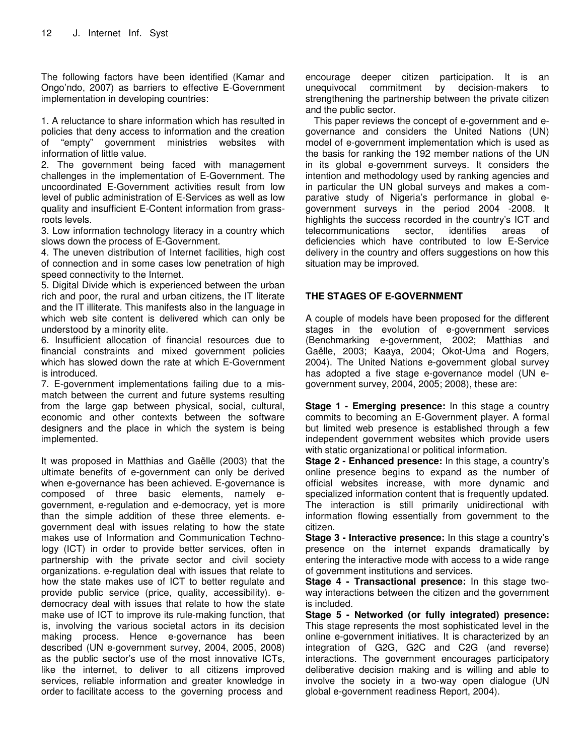The following factors have been identified (Kamar and Ongo'ndo, 2007) as barriers to effective E-Government implementation in developing countries:

1. A reluctance to share information which has resulted in policies that deny access to information and the creation of "empty" government ministries websites with information of little value.
2. The government being faced with management challenges in the implementation of E-Government. The uncoordinated E-Government activities result from low level of public administration of E-Services as well as low quality and insufficient E-Content information from grass-roots levels.
3. Low information technology literacy in a country which slows down the process of E-Government.
4. The uneven distribution of Internet facilities, high cost of connection and in some cases low penetration of high speed connectivity to the Internet.
5. Digital Divide which is experienced between the urban rich and poor, the rural and urban citizens, the IT literate and the IT illiterate. This manifests also in the language in which web site content is delivered which can only be understood by a minority elite.
6. Insufficient allocation of financial resources due to financial constraints and mixed government policies which has slowed down the rate at which E-Government is introduced.
7. E-government implementations failing due to a mis-match between the current and future systems resulting from the large gap between physical, social, cultural, economic and other contexts between the software designers and the place in which the system is being implemented.

It was proposed in Matthias and Gaëlle (2003) that the ultimate benefits of e-government can only be derived when e-governance has been achieved. E-governance is composed of three basic elements, namely e-government, e-regulation and e-democracy, yet is more than the simple addition of these three elements. e-government deal with issues relating to how the state makes use of Information and Communication Technology (ICT) in order to provide better services, often in partnership with the private sector and civil society organizations. e-regulation deal with issues that relate to how the state makes use of ICT to better regulate and provide public service (price, quality, accessibility). e-democracy deal with issues that relate to how the state make use of ICT to improve its rule-making function, that is, involving the various societal actors in its decision making process. Hence e-governance has been described (UN e-government survey, 2004, 2005, 2008) as the public sector's use of the most innovative ICTs, like the internet, to deliver to all citizens improved services, reliable information and greater knowledge in order to facilitate access to the governing process and encourage deeper citizen participation. It is an unequivocal commitment by decision-makers to strengthening the partnership between the private citizen and the public sector.

This paper reviews the concept of e-government and e-governance and considers the United Nations (UN) model of e-government implementation which is used as the basis for ranking the 192 member nations of the UN in its global e-government surveys. It considers the intention and methodology used by ranking agencies and in particular the UN global surveys and makes a comparative study of Nigeria's performance in global e-government surveys in the period 2004 -2008. It highlights the success recorded in the country's ICT and telecommunications sector, identifies areas of deficiencies which have contributed to low E-Service delivery in the country and offers suggestions on how this situation may be improved.

## THE STAGES OF E-GOVERNMENT

A couple of models have been proposed for the different stages in the evolution of e-government services (Benchmarking e-government, 2002; Matthias and Gaëlle, 2003; Kaaya, 2004; Okot-Uma and Rogers, 2004). The United Nations e-government global survey has adopted a five stage e-governance model (UN e-government survey, 2004, 2005; 2008), these are:

**Stage 1 - Emerging presence:** In this stage a country commits to becoming an E-Government player. A formal but limited web presence is established through a few independent government websites which provide users with static organizational or political information.

**Stage 2 - Enhanced presence:** In this stage, a country's online presence begins to expand as the number of official websites increase, with more dynamic and specialized information content that is frequently updated. The interaction is still primarily unidirectional with information flowing essentially from government to the citizen.

**Stage 3 - Interactive presence:** In this stage a country's presence on the internet expands dramatically by entering the interactive mode with access to a wide range of government institutions and services.

**Stage 4 - Transactional presence:** In this stage two-way interactions between the citizen and the government is included.

**Stage 5 - Networked (or fully integrated) presence:** This stage represents the most sophisticated level in the online e-government initiatives. It is characterized by an integration of G2G, G2C and C2G (and reverse) interactions. The government encourages participatory deliberative decision making and is willing and able to involve the society in a two-way open dialogue (UN global e-government readiness Report, 2004).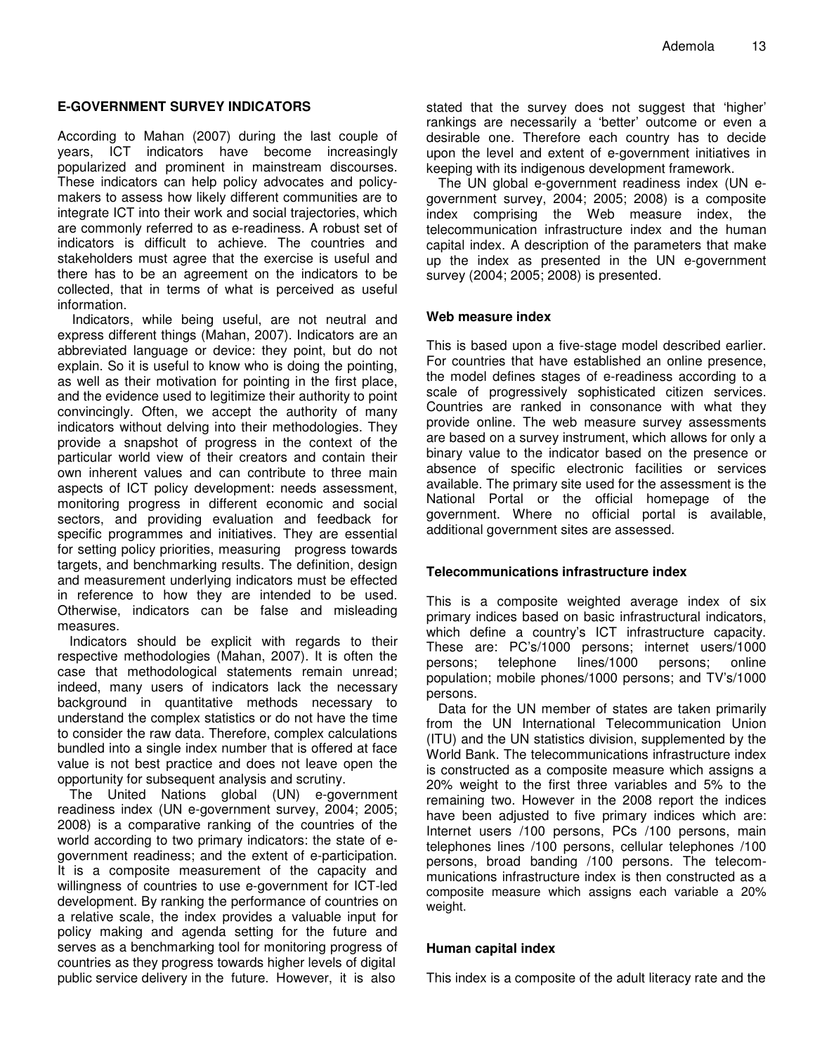**E-GOVERNMENT SURVEY INDICATORS**

According to Mahan (2007) during the last couple of years, ICT indicators have become increasingly popularized and prominent in mainstream discourses. These indicators can help policy advocates and policy-makers to assess how likely different communities are to integrate ICT into their work and social trajectories, which are commonly referred to as e-readiness. A robust set of indicators is difficult to achieve. The countries and stakeholders must agree that the exercise is useful and there has to be an agreement on the indicators to be collected, that in terms of what is perceived as useful information.

Indicators, while being useful, are not neutral and express different things (Mahan, 2007). Indicators are an abbreviated language or device: they point, but do not explain. So it is useful to know who is doing the pointing, as well as their motivation for pointing in the first place, and the evidence used to legitimize their authority to point convincingly. Often, we accept the authority of many indicators without delving into their methodologies. They provide a snapshot of progress in the context of the particular world view of their creators and contain their own inherent values and can contribute to three main aspects of ICT policy development: needs assessment, monitoring progress in different economic and social sectors, and providing evaluation and feedback for specific programmes and initiatives. They are essential for setting policy priorities, measuring progress towards targets, and benchmarking results. The definition, design and measurement underlying indicators must be effected in reference to how they are intended to be used. Otherwise, indicators can be false and misleading measures.

Indicators should be explicit with regards to their respective methodologies (Mahan, 2007). It is often the case that methodological statements remain unread; indeed, many users of indicators lack the necessary background in quantitative methods necessary to understand the complex statistics or do not have the time to consider the raw data. Therefore, complex calculations bundled into a single index number that is offered at face value is not best practice and does not leave open the opportunity for subsequent analysis and scrutiny.

The United Nations global (UN) e-government readiness index (UN e-government survey, 2004; 2005; 2008) is a comparative ranking of the countries of the world according to two primary indicators: the state of e-government readiness; and the extent of e-participation. It is a composite measurement of the capacity and willingness of countries to use e-government for ICT-led development. By ranking the performance of countries on a relative scale, the index provides a valuable input for policy making and agenda setting for the future and serves as a benchmarking tool for monitoring progress of countries as they progress towards higher levels of digital public service delivery in the future. However, it is also stated that the survey does not suggest that 'higher' rankings are necessarily a 'better' outcome or even a desirable one. Therefore each country has to decide upon the level and extent of e-government initiatives in keeping with its indigenous development framework.

The UN global e-government readiness index (UN e-government survey, 2004; 2005; 2008) is a composite index comprising the Web measure index, the telecommunication infrastructure index and the human capital index. A description of the parameters that make up the index as presented in the UN e-government survey (2004; 2005; 2008) is presented.

**Web measure index**

This is based upon a five-stage model described earlier. For countries that have established an online presence, the model defines stages of e-readiness according to a scale of progressively sophisticated citizen services. Countries are ranked in consonance with what they provide online. The web measure survey assessments are based on a survey instrument, which allows for only a binary value to the indicator based on the presence or absence of specific electronic facilities or services available. The primary site used for the assessment is the National Portal or the official homepage of the government. Where no official portal is available, additional government sites are assessed.

**Telecommunications infrastructure index**

This is a composite weighted average index of six primary indices based on basic infrastructural indicators, which define a country's ICT infrastructure capacity. These are: PC's/1000 persons; internet users/1000 persons; telephone lines/1000 persons; online population; mobile phones/1000 persons; and TV's/1000 persons.

Data for the UN member of states are taken primarily from the UN International Telecommunication Union (ITU) and the UN statistics division, supplemented by the World Bank. The telecommunications infrastructure index is constructed as a composite measure which assigns a 20% weight to the first three variables and 5% to the remaining two. However in the 2008 report the indices have been adjusted to five primary indices which are: Internet users /100 persons, PCs /100 persons, main telephones lines /100 persons, cellular telephones /100 persons, broad banding /100 persons. The telecommunications infrastructure index is then constructed as a composite measure which assigns each variable a 20% weight.

**Human capital index**

This index is a composite of the adult literacy rate and the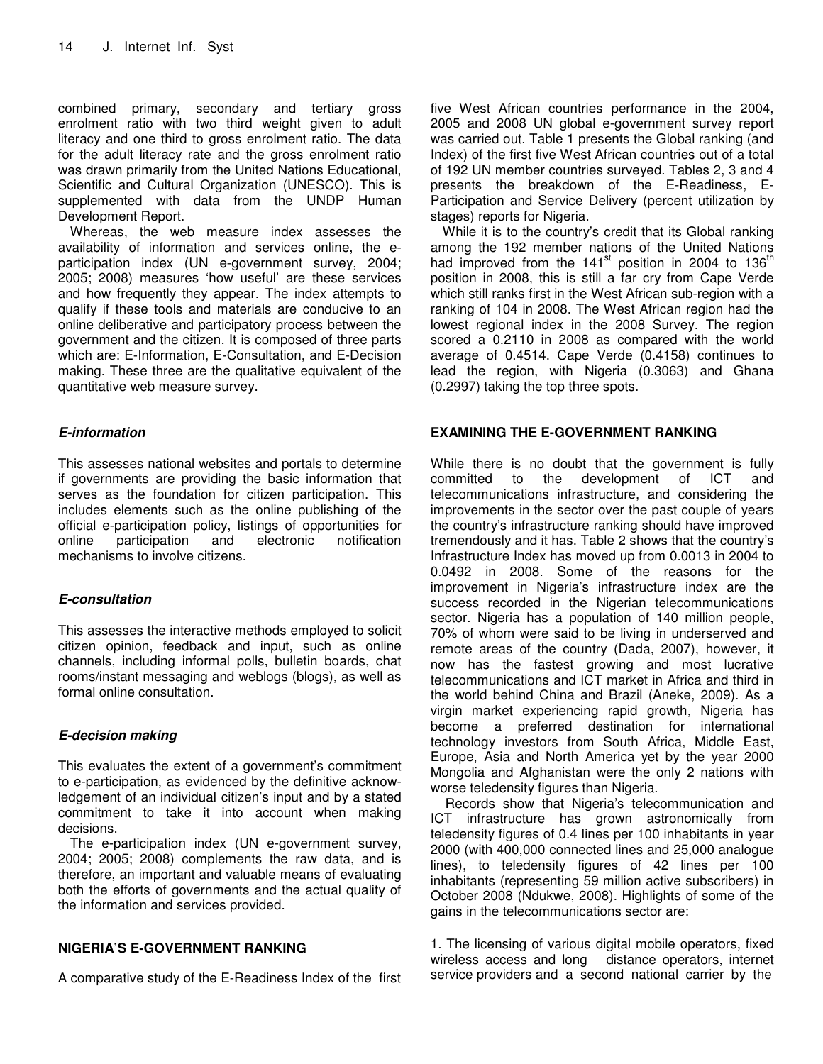combined primary, secondary and tertiary gross enrolment ratio with two third weight given to adult literacy and one third to gross enrolment ratio. The data for the adult literacy rate and the gross enrolment ratio was drawn primarily from the United Nations Educational, Scientific and Cultural Organization (UNESCO). This is supplemented with data from the UNDP Human Development Report.

Whereas, the web measure index assesses the availability of information and services online, the e-participation index (UN e-government survey, 2004; 2005; 2008) measures 'how useful' are these services and how frequently they appear. The index attempts to qualify if these tools and materials are conducive to an online deliberative and participatory process between the government and the citizen. It is composed of three parts which are: E-Information, E-Consultation, and E-Decision making. These three are the qualitative equivalent of the quantitative web measure survey.

### *E-information*

This assesses national websites and portals to determine if governments are providing the basic information that serves as the foundation for citizen participation. This includes elements such as the online publishing of the official e-participation policy, listings of opportunities for online participation and electronic notification mechanisms to involve citizens.

### *E-consultation*

This assesses the interactive methods employed to solicit citizen opinion, feedback and input, such as online channels, including informal polls, bulletin boards, chat rooms/instant messaging and weblogs (blogs), as well as formal online consultation.

### *E-decision making*

This evaluates the extent of a government's commitment to e-participation, as evidenced by the definitive acknowledgement of an individual citizen's input and by a stated commitment to take it into account when making decisions.

The e-participation index (UN e-government survey, 2004; 2005; 2008) complements the raw data, and is therefore, an important and valuable means of evaluating both the efforts of governments and the actual quality of the information and services provided.

## NIGERIA'S E-GOVERNMENT RANKING

A comparative study of the E-Readiness Index of the first five West African countries performance in the 2004, 2005 and 2008 UN global e-government survey report was carried out. Table 1 presents the Global ranking (and Index) of the first five West African countries out of a total of 192 UN member countries surveyed. Tables 2, 3 and 4 presents the breakdown of the E-Readiness, E-Participation and Service Delivery (percent utilization by stages) reports for Nigeria.

While it is to the country's credit that its Global ranking among the 192 member nations of the United Nations had improved from the 141$^{st}$ position in 2004 to 136$^{th}$ position in 2008, this is still a far cry from Cape Verde which still ranks first in the West African sub-region with a ranking of 104 in 2008. The West African region had the lowest regional index in the 2008 Survey. The region scored a 0.2110 in 2008 as compared with the world average of 0.4514. Cape Verde (0.4158) continues to lead the region, with Nigeria (0.3063) and Ghana (0.2997) taking the top three spots.

## EXAMINING THE E-GOVERNMENT RANKING

While there is no doubt that the government is fully committed to the development of ICT and telecommunications infrastructure, and considering the improvements in the sector over the past couple of years the country's infrastructure ranking should have improved tremendously and it has. Table 2 shows that the country's Infrastructure Index has moved up from 0.0013 in 2004 to 0.0492 in 2008. Some of the reasons for the improvement in Nigeria's infrastructure index are the success recorded in the Nigerian telecommunications sector. Nigeria has a population of 140 million people, 70% of whom were said to be living in underserved and remote areas of the country (Dada, 2007), however, it now has the fastest growing and most lucrative telecommunications and ICT market in Africa and third in the world behind China and Brazil (Aneke, 2009). As a virgin market experiencing rapid growth, Nigeria has become a preferred destination for international technology investors from South Africa, Middle East, Europe, Asia and North America yet by the year 2000 Mongolia and Afghanistan were the only 2 nations with worse teledensity figures than Nigeria.

Records show that Nigeria's telecommunication and ICT infrastructure has grown astronomically from teledensity figures of 0.4 lines per 100 inhabitants in year 2000 (with 400,000 connected lines and 25,000 analogue lines), to teledensity figures of 42 lines per 100 inhabitants (representing 59 million active subscribers) in October 2008 (Ndukwe, 2008). Highlights of some of the gains in the telecommunications sector are:

1. The licensing of various digital mobile operators, fixed wireless access and long distance operators, internet service providers and a second national carrier by the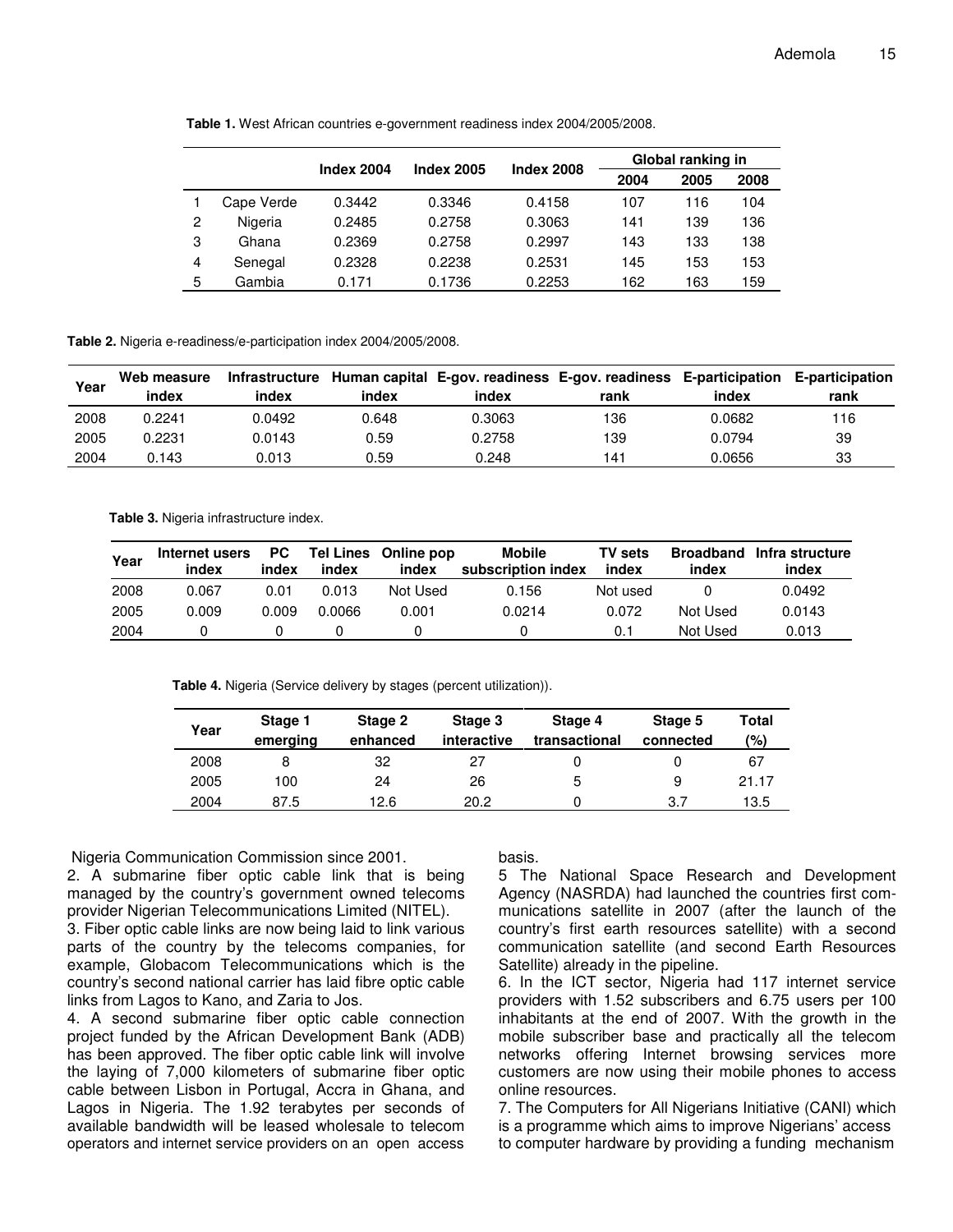**Table 1.** West African countries e-government readiness index 2004/2005/2008.

| | | Index 2004 | Index 2005 | Index 2008 | Global ranking in | | |
|---|---|---|---|---|---|---|---|
| | | | | | 2004 | 2005 | 2008 |
| 1 | Cape Verde | 0.3442 | 0.3346 | 0.4158 | 107 | 116 | 104 |
| 2 | Nigeria | 0.2485 | 0.2758 | 0.3063 | 141 | 139 | 136 |
| 3 | Ghana | 0.2369 | 0.2758 | 0.2997 | 143 | 133 | 138 |
| 4 | Senegal | 0.2328 | 0.2238 | 0.2531 | 145 | 153 | 153 |
| 5 | Gambia | 0.171 | 0.1736 | 0.2253 | 162 | 163 | 159 |

**Table 2.** Nigeria e-readiness/e-participation index 2004/2005/2008.

| Year | Web measure index | Infrastructure index | Human capital index | E-gov. readiness index | E-gov. readiness rank | E-participation index | E-participation rank |
|---|---|---|---|---|---|---|---|
| 2008 | 0.2241 | 0.0492 | 0.648 | 0.3063 | 136 | 0.0682 | 116 |
| 2005 | 0.2231 | 0.0143 | 0.59 | 0.2758 | 139 | 0.0794 | 39 |
| 2004 | 0.143 | 0.013 | 0.59 | 0.248 | 141 | 0.0656 | 33 |

**Table 3.** Nigeria infrastructure index.

| Year | Internet users index | PC index | Tel Lines index | Online pop index | Mobile subscription index | TV sets index | Broadband index | Infra structure index |
|---|---|---|---|---|---|---|---|---|
| 2008 | 0.067 | 0.01 | 0.013 | Not Used | 0.156 | Not used | 0 | 0.0492 |
| 2005 | 0.009 | 0.009 | 0.0066 | 0.001 | 0.0214 | 0.072 | Not Used | 0.0143 |
| 2004 | 0 | 0 | 0 | 0 | 0 | 0.1 | Not Used | 0.013 |

**Table 4.** Nigeria (Service delivery by stages (percent utilization)).

| Year | Stage 1 emerging | Stage 2 enhanced | Stage 3 interactive | Stage 4 transactional | Stage 5 connected | Total (%) |
|---|---|---|---|---|---|---|
| 2008 | 8 | 32 | 27 | 0 | 0 | 67 |
| 2005 | 100 | 24 | 26 | 5 | 9 | 21.17 |
| 2004 | 87.5 | 12.6 | 20.2 | 0 | 3.7 | 13.5 |

Nigeria Communication Commission since 2001.

2. A submarine fiber optic cable link that is being managed by the country's government owned telecoms provider Nigerian Telecommunications Limited (NITEL).

3. Fiber optic cable links are now being laid to link various parts of the country by the telecoms companies, for example, Globacom Telecommunications which is the country's second national carrier has laid fibre optic cable links from Lagos to Kano, and Zaria to Jos.

4. A second submarine fiber optic cable connection project funded by the African Development Bank (ADB) has been approved. The fiber optic cable link will involve the laying of 7,000 kilometers of submarine fiber optic cable between Lisbon in Portugal, Accra in Ghana, and Lagos in Nigeria. The 1.92 terabytes per seconds of available bandwidth will be leased wholesale to telecom operators and internet service providers on an open access basis.

5 The National Space Research and Development Agency (NASRDA) had launched the countries first communications satellite in 2007 (after the launch of the country's first earth resources satellite) with a second communication satellite (and second Earth Resources Satellite) already in the pipeline.

6. In the ICT sector, Nigeria had 117 internet service providers with 1.52 subscribers and 6.75 users per 100 inhabitants at the end of 2007. With the growth in the mobile subscriber base and practically all the telecom networks offering Internet browsing services more customers are now using their mobile phones to access online resources.

7. The Computers for All Nigerians Initiative (CANI) which is a programme which aims to improve Nigerians' access to computer hardware by providing a funding mechanism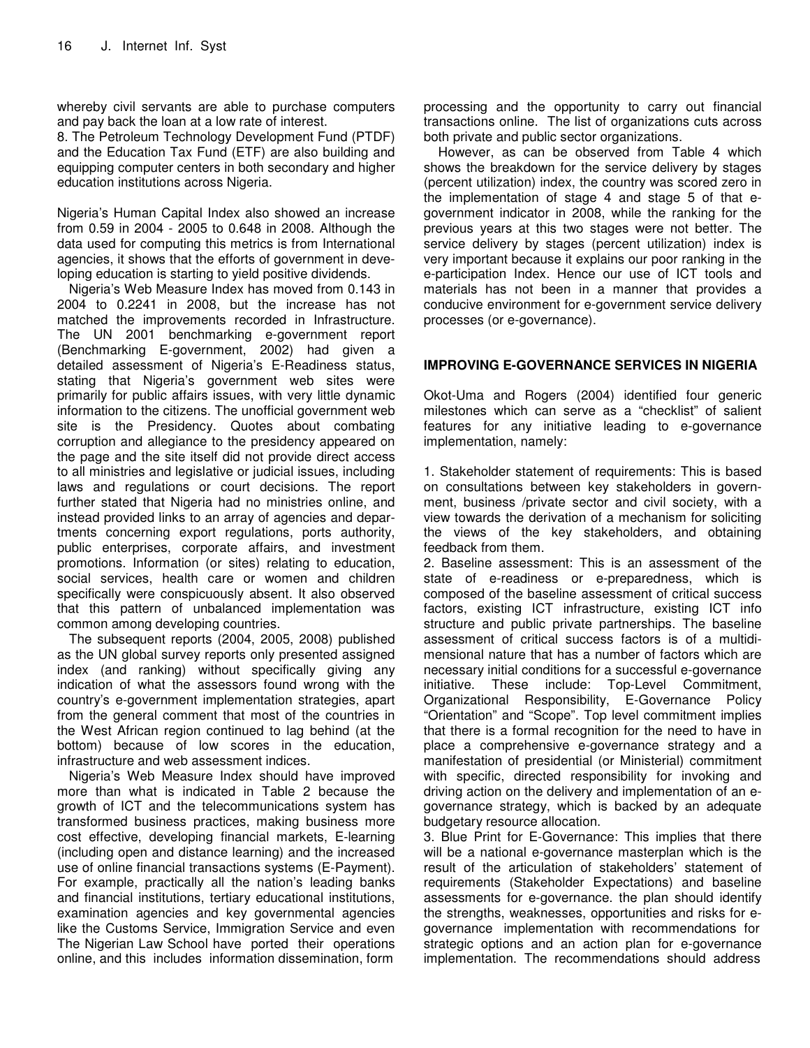whereby civil servants are able to purchase computers and pay back the loan at a low rate of interest.

8. The Petroleum Technology Development Fund (PTDF) and the Education Tax Fund (ETF) are also building and equipping computer centers in both secondary and higher education institutions across Nigeria.

Nigeria's Human Capital Index also showed an increase from 0.59 in 2004 - 2005 to 0.648 in 2008. Although the data used for computing this metrics is from International agencies, it shows that the efforts of government in developing education is starting to yield positive dividends.

Nigeria's Web Measure Index has moved from 0.143 in 2004 to 0.2241 in 2008, but the increase has not matched the improvements recorded in Infrastructure. The UN 2001 benchmarking e-government report (Benchmarking E-government, 2002) had given a detailed assessment of Nigeria's E-Readiness status, stating that Nigeria's government web sites were primarily for public affairs issues, with very little dynamic information to the citizens. The unofficial government web site is the Presidency. Quotes about combating corruption and allegiance to the presidency appeared on the page and the site itself did not provide direct access to all ministries and legislative or judicial issues, including laws and regulations or court decisions. The report further stated that Nigeria had no ministries online, and instead provided links to an array of agencies and departments concerning export regulations, ports authority, public enterprises, corporate affairs, and investment promotions. Information (or sites) relating to education, social services, health care or women and children specifically were conspicuously absent. It also observed that this pattern of unbalanced implementation was common among developing countries.

The subsequent reports (2004, 2005, 2008) published as the UN global survey reports only presented assigned index (and ranking) without specifically giving any indication of what the assessors found wrong with the country's e-government implementation strategies, apart from the general comment that most of the countries in the West African region continued to lag behind (at the bottom) because of low scores in the education, infrastructure and web assessment indices.

Nigeria's Web Measure Index should have improved more than what is indicated in Table 2 because the growth of ICT and the telecommunications system has transformed business practices, making business more cost effective, developing financial markets, E-learning (including open and distance learning) and the increased use of online financial transactions systems (E-Payment). For example, practically all the nation's leading banks and financial institutions, tertiary educational institutions, examination agencies and key governmental agencies like the Customs Service, Immigration Service and even The Nigerian Law School have ported their operations online, and this includes information dissemination, form processing and the opportunity to carry out financial transactions online. The list of organizations cuts across both private and public sector organizations.

However, as can be observed from Table 4 which shows the breakdown for the service delivery by stages (percent utilization) index, the country was scored zero in the implementation of stage 4 and stage 5 of that e-government indicator in 2008, while the ranking for the previous years at this two stages were not better. The service delivery by stages (percent utilization) index is very important because it explains our poor ranking in the e-participation Index. Hence our use of ICT tools and materials has not been in a manner that provides a conducive environment for e-government service delivery processes (or e-governance).

## IMPROVING E-GOVERNANCE SERVICES IN NIGERIA

Okot-Uma and Rogers (2004) identified four generic milestones which can serve as a "checklist" of salient features for any initiative leading to e-governance implementation, namely:

1. Stakeholder statement of requirements: This is based on consultations between key stakeholders in government, business /private sector and civil society, with a view towards the derivation of a mechanism for soliciting the views of the key stakeholders, and obtaining feedback from them.
2. Baseline assessment: This is an assessment of the state of e-readiness or e-preparedness, which is composed of the baseline assessment of critical success factors, existing ICT infrastructure, existing ICT info structure and public private partnerships. The baseline assessment of critical success factors is of a multidimensional nature that has a number of factors which are necessary initial conditions for a successful e-governance initiative. These include: Top-Level Commitment, Organizational Responsibility, E-Governance Policy "Orientation" and "Scope". Top level commitment implies that there is a formal recognition for the need to have in place a comprehensive e-governance strategy and a manifestation of presidential (or Ministerial) commitment with specific, directed responsibility for invoking and driving action on the delivery and implementation of an e-governance strategy, which is backed by an adequate budgetary resource allocation.
3. Blue Print for E-Governance: This implies that there will be a national e-governance masterplan which is the result of the articulation of stakeholders' statement of requirements (Stakeholder Expectations) and baseline assessments for e-governance. the plan should identify the strengths, weaknesses, opportunities and risks for e-governance implementation with recommendations for strategic options and an action plan for e-governance implementation. The recommendations should address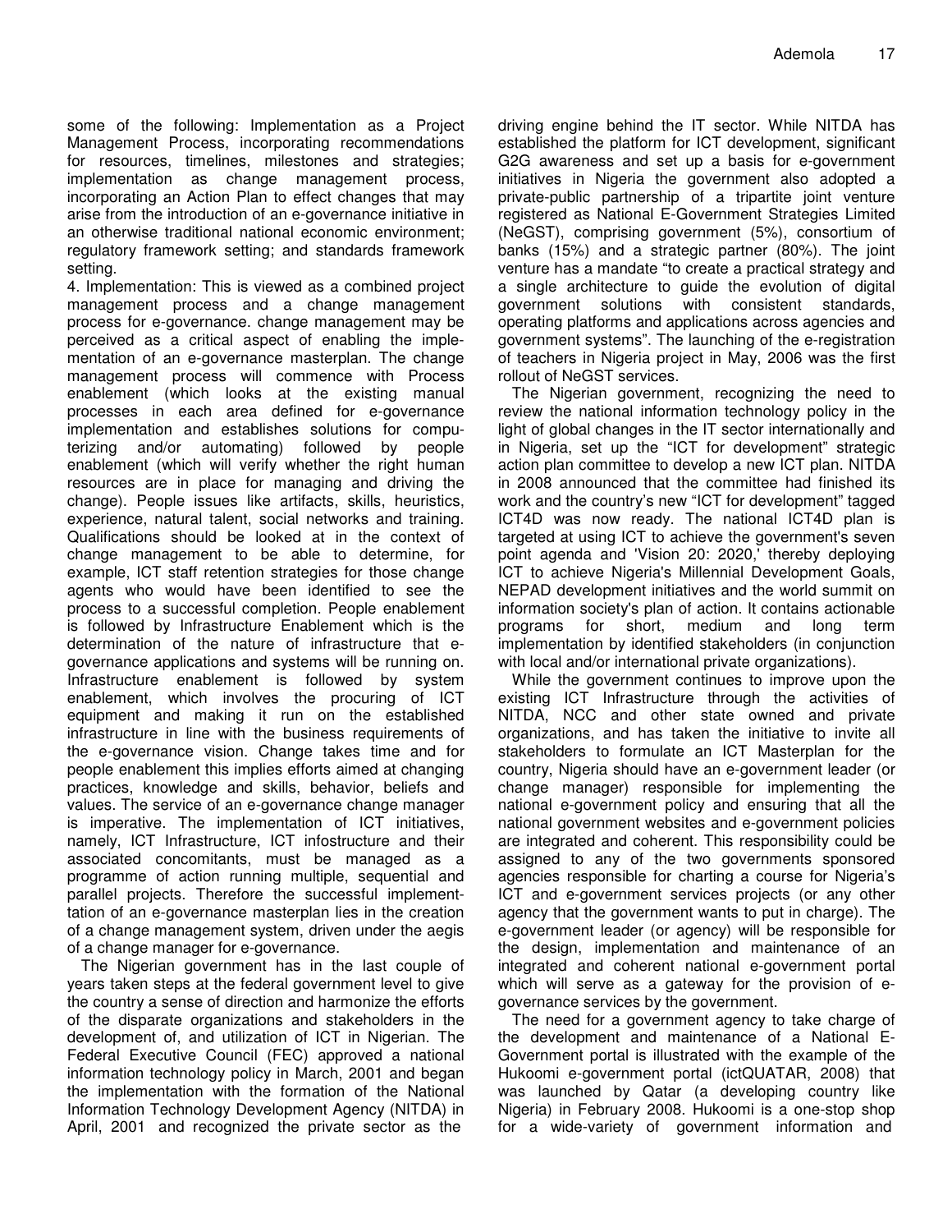some of the following: Implementation as a Project Management Process, incorporating recommendations for resources, timelines, milestones and strategies; implementation as change management process, incorporating an Action Plan to effect changes that may arise from the introduction of an e-governance initiative in an otherwise traditional national economic environment; regulatory framework setting; and standards framework setting.

4. Implementation: This is viewed as a combined project management process and a change management process for e-governance. change management may be perceived as a critical aspect of enabling the implementation of an e-governance masterplan. The change management process will commence with Process enablement (which looks at the existing manual processes in each area defined for e-governance implementation and establishes solutions for computerizing and/or automating) followed by people enablement (which will verify whether the right human resources are in place for managing and driving the change). People issues like artifacts, skills, heuristics, experience, natural talent, social networks and training. Qualifications should be looked at in the context of change management to be able to determine, for example, ICT staff retention strategies for those change agents who would have been identified to see the process to a successful completion. People enablement is followed by Infrastructure Enablement which is the determination of the nature of infrastructure that e-governance applications and systems will be running on. Infrastructure enablement is followed by system enablement, which involves the procuring of ICT equipment and making it run on the established infrastructure in line with the business requirements of the e-governance vision. Change takes time and for people enablement this implies efforts aimed at changing practices, knowledge and skills, behavior, beliefs and values. The service of an e-governance change manager is imperative. The implementation of ICT initiatives, namely, ICT Infrastructure, ICT infostructure and their associated concomitants, must be managed as a programme of action running multiple, sequential and parallel projects. Therefore the successful implementtation of an e-governance masterplan lies in the creation of a change management system, driven under the aegis of a change manager for e-governance.

The Nigerian government has in the last couple of years taken steps at the federal government level to give the country a sense of direction and harmonize the efforts of the disparate organizations and stakeholders in the development of, and utilization of ICT in Nigerian. The Federal Executive Council (FEC) approved a national information technology policy in March, 2001 and began the implementation with the formation of the National Information Technology Development Agency (NITDA) in April, 2001 and recognized the private sector as the driving engine behind the IT sector. While NITDA has established the platform for ICT development, significant G2G awareness and set up a basis for e-government initiatives in Nigeria the government also adopted a private-public partnership of a tripartite joint venture registered as National E-Government Strategies Limited (NeGST), comprising government (5%), consortium of banks (15%) and a strategic partner (80%). The joint venture has a mandate "to create a practical strategy and a single architecture to guide the evolution of digital government solutions with consistent standards, operating platforms and applications across agencies and government systems". The launching of the e-registration of teachers in Nigeria project in May, 2006 was the first rollout of NeGST services.

The Nigerian government, recognizing the need to review the national information technology policy in the light of global changes in the IT sector internationally and in Nigeria, set up the "ICT for development" strategic action plan committee to develop a new ICT plan. NITDA in 2008 announced that the committee had finished its work and the country's new "ICT for development" tagged ICT4D was now ready. The national ICT4D plan is targeted at using ICT to achieve the government's seven point agenda and 'Vision 20: 2020,' thereby deploying ICT to achieve Nigeria's Millennial Development Goals, NEPAD development initiatives and the world summit on information society's plan of action. It contains actionable programs for short, medium and long term implementation by identified stakeholders (in conjunction with local and/or international private organizations).

While the government continues to improve upon the existing ICT Infrastructure through the activities of NITDA, NCC and other state owned and private organizations, and has taken the initiative to invite all stakeholders to formulate an ICT Masterplan for the country, Nigeria should have an e-government leader (or change manager) responsible for implementing the national e-government policy and ensuring that all the national government websites and e-government policies are integrated and coherent. This responsibility could be assigned to any of the two governments sponsored agencies responsible for charting a course for Nigeria's ICT and e-government services projects (or any other agency that the government wants to put in charge). The e-government leader (or agency) will be responsible for the design, implementation and maintenance of an integrated and coherent national e-government portal which will serve as a gateway for the provision of e-governance services by the government.

The need for a government agency to take charge of the development and maintenance of a National E-Government portal is illustrated with the example of the Hukoomi e-government portal (ictQUATAR, 2008) that was launched by Qatar (a developing country like Nigeria) in February 2008. Hukoomi is a one-stop shop for a wide-variety of government information and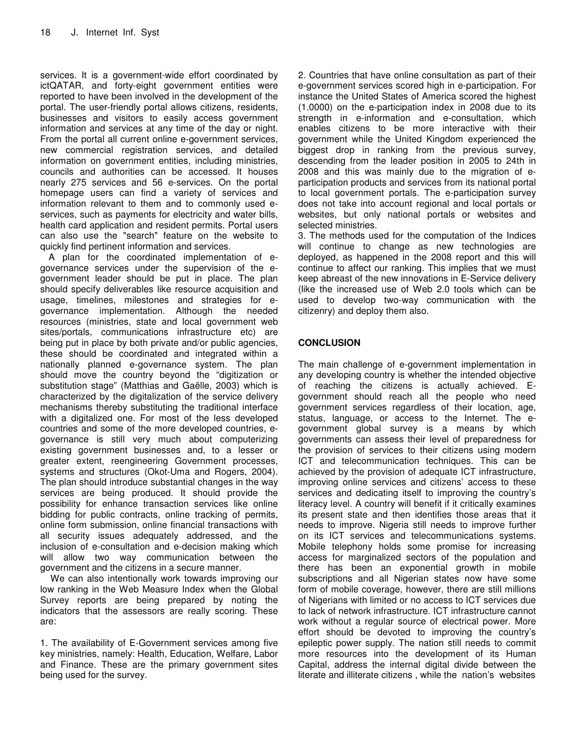services. It is a government-wide effort coordinated by ictQATAR, and forty-eight government entities were reported to have been involved in the development of the portal. The user-friendly portal allows citizens, residents, businesses and visitors to easily access government information and services at any time of the day or night. From the portal all current online e-government services, new commercial registration services, and detailed information on government entities, including ministries, councils and authorities can be accessed. It houses nearly 275 services and 56 e-services. On the portal homepage users can find a variety of services and information relevant to them and to commonly used e-services, such as payments for electricity and water bills, health card application and resident permits. Portal users can also use the "search" feature on the website to quickly find pertinent information and services.

A plan for the coordinated implementation of e-governance services under the supervision of the e-government leader should be put in place. The plan should specify deliverables like resource acquisition and usage, timelines, milestones and strategies for e-governance implementation. Although the needed resources (ministries, state and local government web sites/portals, communications infrastructure etc) are being put in place by both private and/or public agencies, these should be coordinated and integrated within a nationally planned e-governance system. The plan should move the country beyond the "digitization or substitution stage" (Matthias and Gaëlle, 2003) which is characterized by the digitalization of the service delivery mechanisms thereby substituting the traditional interface with a digitalized one. For most of the less developed countries and some of the more developed countries, e-governance is still very much about computerizing existing government businesses and, to a lesser or greater extent, reengineering Government processes, systems and structures (Okot-Uma and Rogers, 2004). The plan should introduce substantial changes in the way services are being produced. It should provide the possibility for enhance transaction services like online bidding for public contracts, online tracking of permits, online form submission, online financial transactions with all security issues adequately addressed, and the inclusion of e-consultation and e-decision making which will allow two way communication between the government and the citizens in a secure manner.

We can also intentionally work towards improving our low ranking in the Web Measure Index when the Global Survey reports are being prepared by noting the indicators that the assessors are really scoring. These are:

1. The availability of E-Government services among five key ministries, namely: Health, Education, Welfare, Labor and Finance. These are the primary government sites being used for the survey.
2. Countries that have online consultation as part of their e-government services scored high in e-participation. For instance the United States of America scored the highest (1.0000) on the e-participation index in 2008 due to its strength in e-information and e-consultation, which enables citizens to be more interactive with their government while the United Kingdom experienced the biggest drop in ranking from the previous survey, descending from the leader position in 2005 to 24th in 2008 and this was mainly due to the migration of e-participation products and services from its national portal to local government portals. The e-participation survey does not take into account regional and local portals or websites, but only national portals or websites and selected ministries.
3. The methods used for the computation of the Indices will continue to change as new technologies are deployed, as happened in the 2008 report and this will continue to affect our ranking. This implies that we must keep abreast of the new innovations in E-Service delivery (like the increased use of Web 2.0 tools which can be used to develop two-way communication with the citizenry) and deploy them also.

## CONCLUSION

The main challenge of e-government implementation in any developing country is whether the intended objective of reaching the citizens is actually achieved. E-government should reach all the people who need government services regardless of their location, age, status, language, or access to the Internet. The e-government global survey is a means by which governments can assess their level of preparedness for the provision of services to their citizens using modern ICT and telecommunication techniques. This can be achieved by the provision of adequate ICT infrastructure, improving online services and citizens' access to these services and dedicating itself to improving the country's literacy level. A country will benefit if it critically examines its present state and then identifies those areas that it needs to improve. Nigeria still needs to improve further on its ICT services and telecommunications systems. Mobile telephony holds some promise for increasing access for marginalized sectors of the population and there has been an exponential growth in mobile subscriptions and all Nigerian states now have some form of mobile coverage, however, there are still millions of Nigerians with limited or no access to ICT services due to lack of network infrastructure. ICT infrastructure cannot work without a regular source of electrical power. More effort should be devoted to improving the country's epileptic power supply. The nation still needs to commit more resources into the development of its Human Capital, address the internal digital divide between the literate and illiterate citizens , while the nation's websites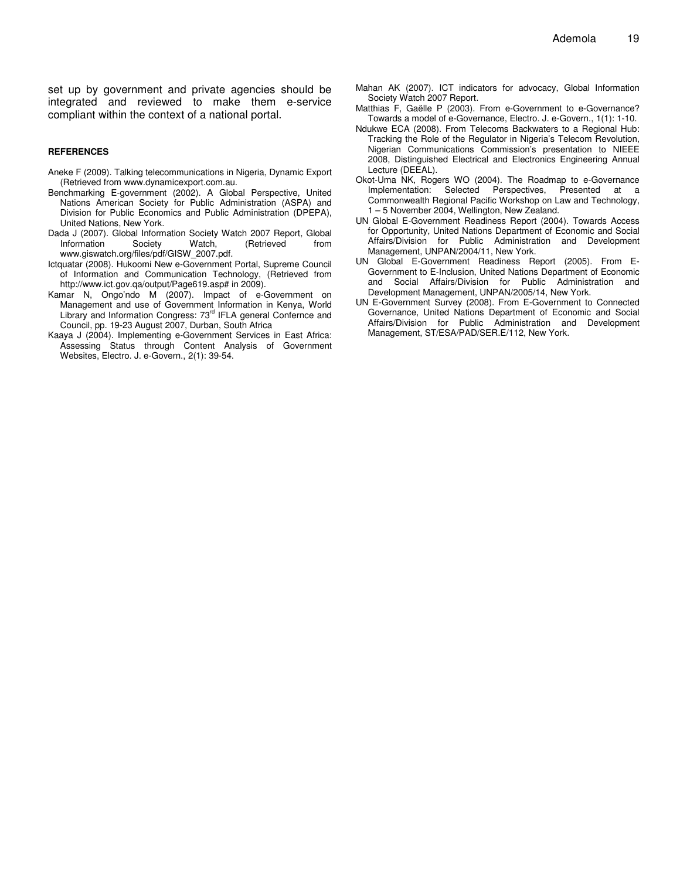set up by government and private agencies should be integrated and reviewed to make them e-service compliant within the context of a national portal.

#### REFERENCES

Aneke F (2009). Talking telecommunications in Nigeria, Dynamic Export (Retrieved from www.dynamicexport.com.au.

Benchmarking E-government (2002). A Global Perspective, United Nations American Society for Public Administration (ASPA) and Division for Public Economics and Public Administration (DPEPA), United Nations, New York.

Dada J (2007). Global Information Society Watch 2007 Report, Global Information Society Watch, (Retrieved from www.giswatch.org/files/pdf/GISW_2007.pdf.

Ictquatar (2008). Hukoomi New e-Government Portal, Supreme Council of Information and Communication Technology, (Retrieved from http://www.ict.gov.qa/output/Page619.asp# in 2009).

Kamar N, Ongo'ndo M (2007). Impact of e-Government on Management and use of Government Information in Kenya, World Library and Information Congress: 73rd IFLA general Confernce and Council, pp. 19-23 August 2007, Durban, South Africa

Kaaya J (2004). Implementing e-Government Services in East Africa: Assessing Status through Content Analysis of Government Websites, Electro. J. e-Govern., 2(1): 39-54.

Mahan AK (2007). ICT indicators for advocacy, Global Information Society Watch 2007 Report.

Matthias F, Gaëlle P (2003). From e-Government to e-Governance? Towards a model of e-Governance, Electro. J. e-Govern., 1(1): 1-10.

Ndukwe ECA (2008). From Telecoms Backwaters to a Regional Hub: Tracking the Role of the Regulator in Nigeria's Telecom Revolution, Nigerian Communications Commission's presentation to NIEEE 2008, Distinguished Electrical and Electronics Engineering Annual Lecture (DEEAL).

Okot-Uma NK, Rogers WO (2004). The Roadmap to e-Governance Implementation: Selected Perspectives, Presented at a Commonwealth Regional Pacific Workshop on Law and Technology, 1 – 5 November 2004, Wellington, New Zealand.

UN Global E-Government Readiness Report (2004). Towards Access for Opportunity, United Nations Department of Economic and Social Affairs/Division for Public Administration and Development Management, UNPAN/2004/11, New York.

UN Global E-Government Readiness Report (2005). From E-Government to E-Inclusion, United Nations Department of Economic and Social Affairs/Division for Public Administration and Development Management, UNPAN/2005/14, New York.

UN E-Government Survey (2008). From E-Government to Connected Governance, United Nations Department of Economic and Social Affairs/Division for Public Administration and Development Management, ST/ESA/PAD/SER.E/112, New York.